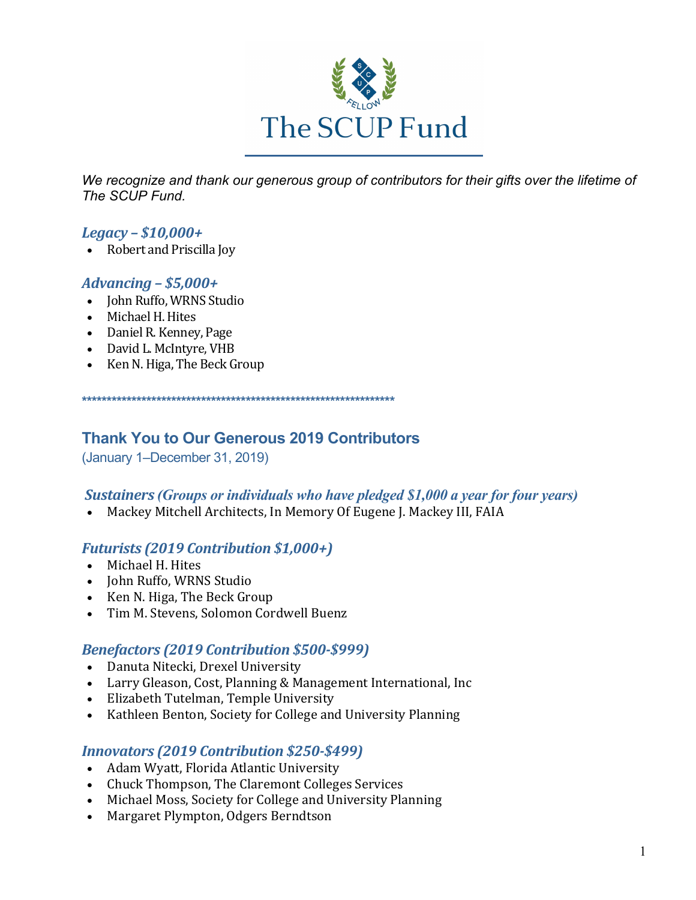# The SCUP Fund

*We recognize and thank our generous group of contributors for their gifts over the lifetime of The SCUP Fund.*

### *Legacy – $10,000+*

- Robert and Priscilla Joy

### *Advancing – $5,000+*

- John Ruffo, WRNS Studio
- Michael H. Hites
- Daniel R. Kenney, Page
- David L. McIntyre, VHB
- Ken N. Higa, The Beck Group

*****************************************************************

## Thank You to Our Generous 2019 Contributors

(January 1–December 31, 2019)

### *Sustainers (Groups or individuals who have pledged $1,000 a year for four years)*

- Mackey Mitchell Architects, In Memory Of Eugene J. Mackey III, FAIA

### *Futurists (2019 Contribution $1,000+)*

- Michael H. Hites
- John Ruffo, WRNS Studio
- Ken N. Higa, The Beck Group
- Tim M. Stevens, Solomon Cordwell Buenz

### *Benefactors (2019 Contribution $500-$999)*

- Danuta Nitecki, Drexel University
- Larry Gleason, Cost, Planning & Management International, Inc
- Elizabeth Tutelman, Temple University
- Kathleen Benton, Society for College and University Planning

### *Innovators (2019 Contribution $250-$499)*

- Adam Wyatt, Florida Atlantic University
- Chuck Thompson, The Claremont Colleges Services
- Michael Moss, Society for College and University Planning
- Margaret Plympton, Odgers Berndtson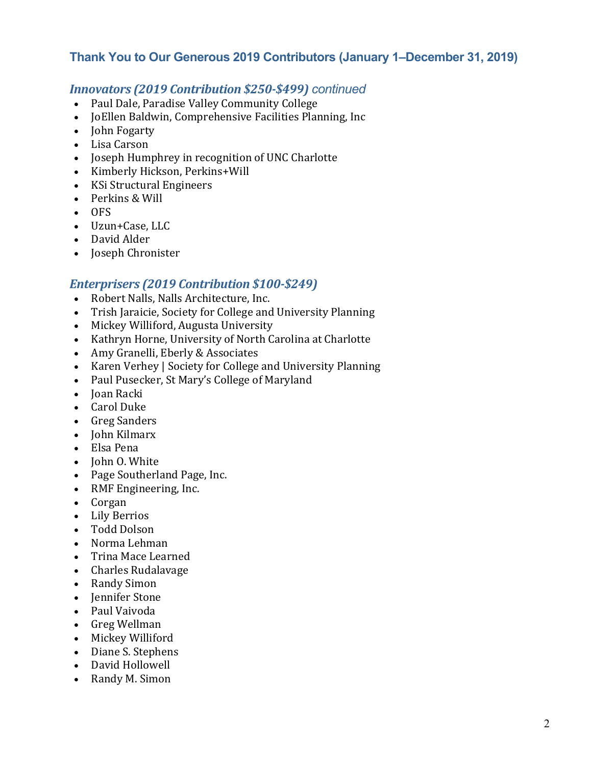## Thank You to Our Generous 2019 Contributors (January 1–December 31, 2019)

### *Innovators (2019 Contribution $250-$499) continued*

- Paul Dale, Paradise Valley Community College
- JoEllen Baldwin, Comprehensive Facilities Planning, Inc
- John Fogarty
- Lisa Carson
- Joseph Humphrey in recognition of UNC Charlotte
- Kimberly Hickson, Perkins+Will
- KSi Structural Engineers
- Perkins & Will
- OFS
- Uzun+Case, LLC
- David Alder
- Joseph Chronister

### *Enterprisers (2019 Contribution $100-$249)*

- Robert Nalls, Nalls Architecture, Inc.
- Trish Jaraicie, Society for College and University Planning
- Mickey Williford, Augusta University
- Kathryn Horne, University of North Carolina at Charlotte
- Amy Granelli, Eberly & Associates
- Karen Verhey | Society for College and University Planning
- Paul Pusecker, St Mary's College of Maryland
- Joan Racki
- Carol Duke
- Greg Sanders
- John Kilmarx
- Elsa Pena
- John O. White
- Page Southerland Page, Inc.
- RMF Engineering, Inc.
- Corgan
- Lily Berrios
- Todd Dolson
- Norma Lehman
- Trina Mace Learned
- Charles Rudalavage
- Randy Simon
- Jennifer Stone
- Paul Vaivoda
- Greg Wellman
- Mickey Williford
- Diane S. Stephens
- David Hollowell
- Randy M. Simon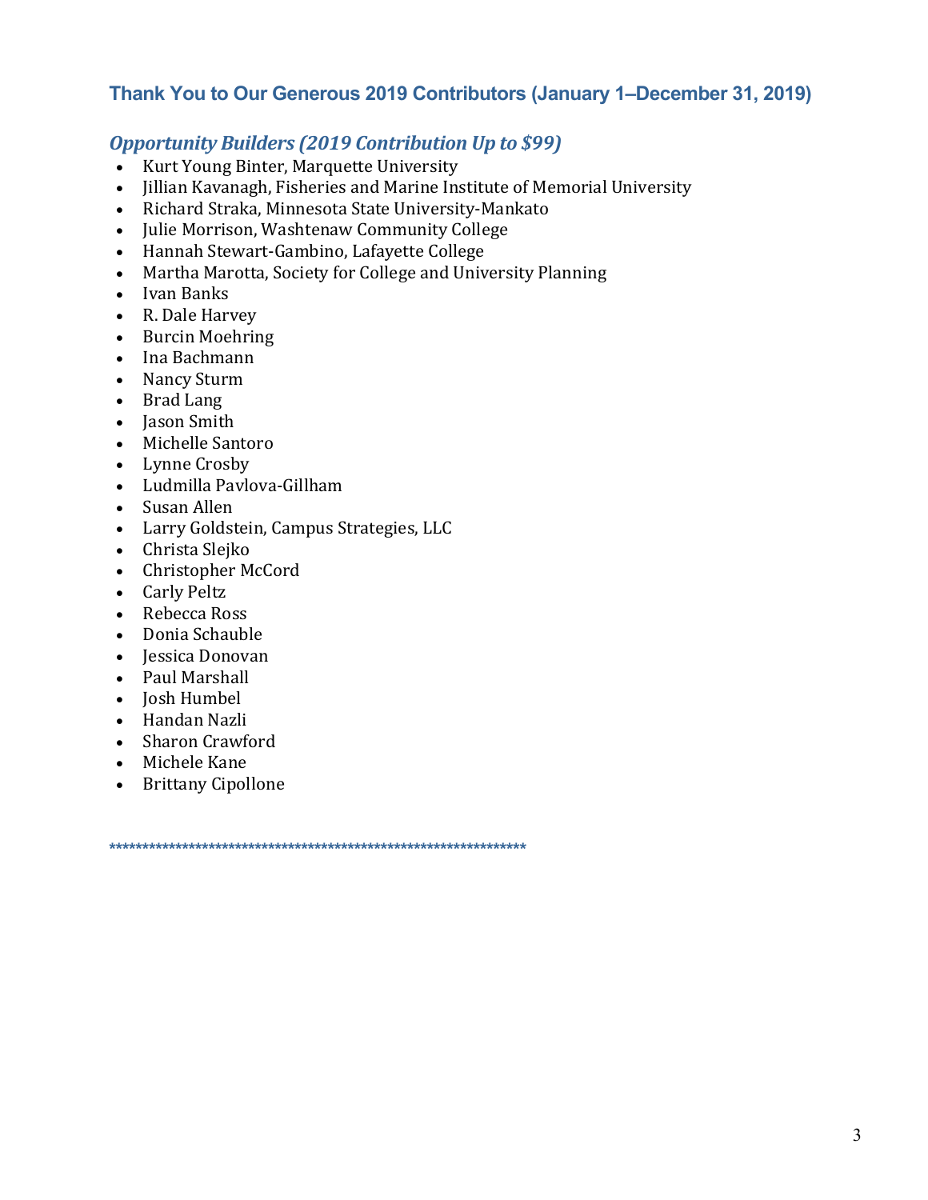## Thank You to Our Generous 2019 Contributors (January 1–December 31, 2019)

### *Opportunity Builders (2019 Contribution Up to $99)*

- Kurt Young Binter, Marquette University
- Jillian Kavanagh, Fisheries and Marine Institute of Memorial University
- Richard Straka, Minnesota State University-Mankato
- Julie Morrison, Washtenaw Community College
- Hannah Stewart-Gambino, Lafayette College
- Martha Marotta, Society for College and University Planning
- Ivan Banks
- R. Dale Harvey
- Burcin Moehring
- Ina Bachmann
- Nancy Sturm
- Brad Lang
- Jason Smith
- Michelle Santoro
- Lynne Crosby
- Ludmilla Pavlova-Gillham
- Susan Allen
- Larry Goldstein, Campus Strategies, LLC
- Christa Slejko
- Christopher McCord
- Carly Peltz
- Rebecca Ross
- Donia Schauble
- Jessica Donovan
- Paul Marshall
- Josh Humbel
- Handan Nazli
- Sharon Crawford
- Michele Kane
- Brittany Cipollone

******************************************************************